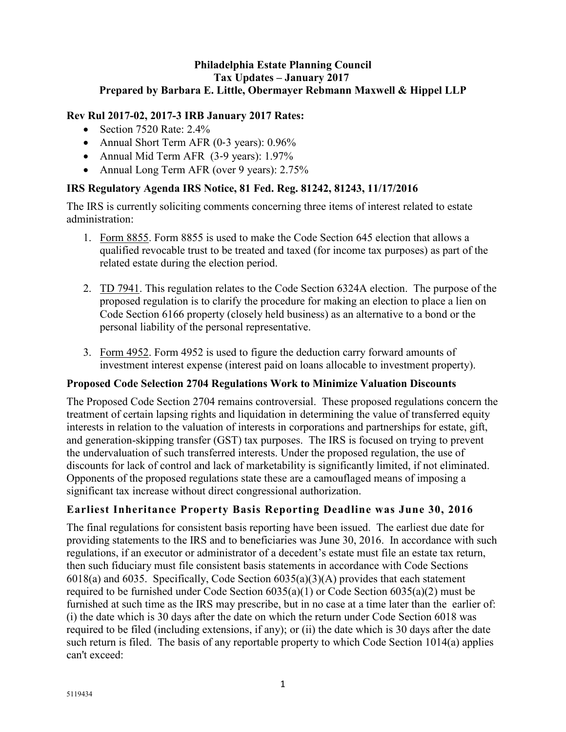# Philadelphia Estate Planning Council
## Tax Updates – January 2017
### Prepared by Barbara E. Little, Obermayer Rebmann Maxwell & Hippel LLP

**Rev Rul 2017-02, 2017-3 IRB January 2017 Rates:**

- Section 7520 Rate: 2.4%
- Annual Short Term AFR (0-3 years): 0.96%
- Annual Mid Term AFR (3-9 years): 1.97%
- Annual Long Term AFR (over 9 years): 2.75%

**IRS Regulatory Agenda IRS Notice, 81 Fed. Reg. 81242, 81243, 11/17/2016**

The IRS is currently soliciting comments concerning three items of interest related to estate administration:

1. Form 8855. Form 8855 is used to make the Code Section 645 election that allows a qualified revocable trust to be treated and taxed (for income tax purposes) as part of the related estate during the election period.

2. TD 7941. This regulation relates to the Code Section 6324A election. The purpose of the proposed regulation is to clarify the procedure for making an election to place a lien on Code Section 6166 property (closely held business) as an alternative to a bond or the personal liability of the personal representative.

3. Form 4952. Form 4952 is used to figure the deduction carry forward amounts of investment interest expense (interest paid on loans allocable to investment property).

**Proposed Code Selection 2704 Regulations Work to Minimize Valuation Discounts**

The Proposed Code Section 2704 remains controversial. These proposed regulations concern the treatment of certain lapsing rights and liquidation in determining the value of transferred equity interests in relation to the valuation of interests in corporations and partnerships for estate, gift, and generation-skipping transfer (GST) tax purposes. The IRS is focused on trying to prevent the undervaluation of such transferred interests. Under the proposed regulation, the use of discounts for lack of control and lack of marketability is significantly limited, if not eliminated. Opponents of the proposed regulations state these are a camouflaged means of imposing a significant tax increase without direct congressional authorization.

**Earliest Inheritance Property Basis Reporting Deadline was June 30, 2016**

The final regulations for consistent basis reporting have been issued. The earliest due date for providing statements to the IRS and to beneficiaries was June 30, 2016. In accordance with such regulations, if an executor or administrator of a decedent's estate must file an estate tax return, then such fiduciary must file consistent basis statements in accordance with Code Sections 6018(a) and 6035. Specifically, Code Section 6035(a)(3)(A) provides that each statement required to be furnished under Code Section 6035(a)(1) or Code Section 6035(a)(2) must be furnished at such time as the IRS may prescribe, but in no case at a time later than the earlier of: (i) the date which is 30 days after the date on which the return under Code Section 6018 was required to be filed (including extensions, if any); or (ii) the date which is 30 days after the date such return is filed. The basis of any reportable property to which Code Section 1014(a) applies can't exceed: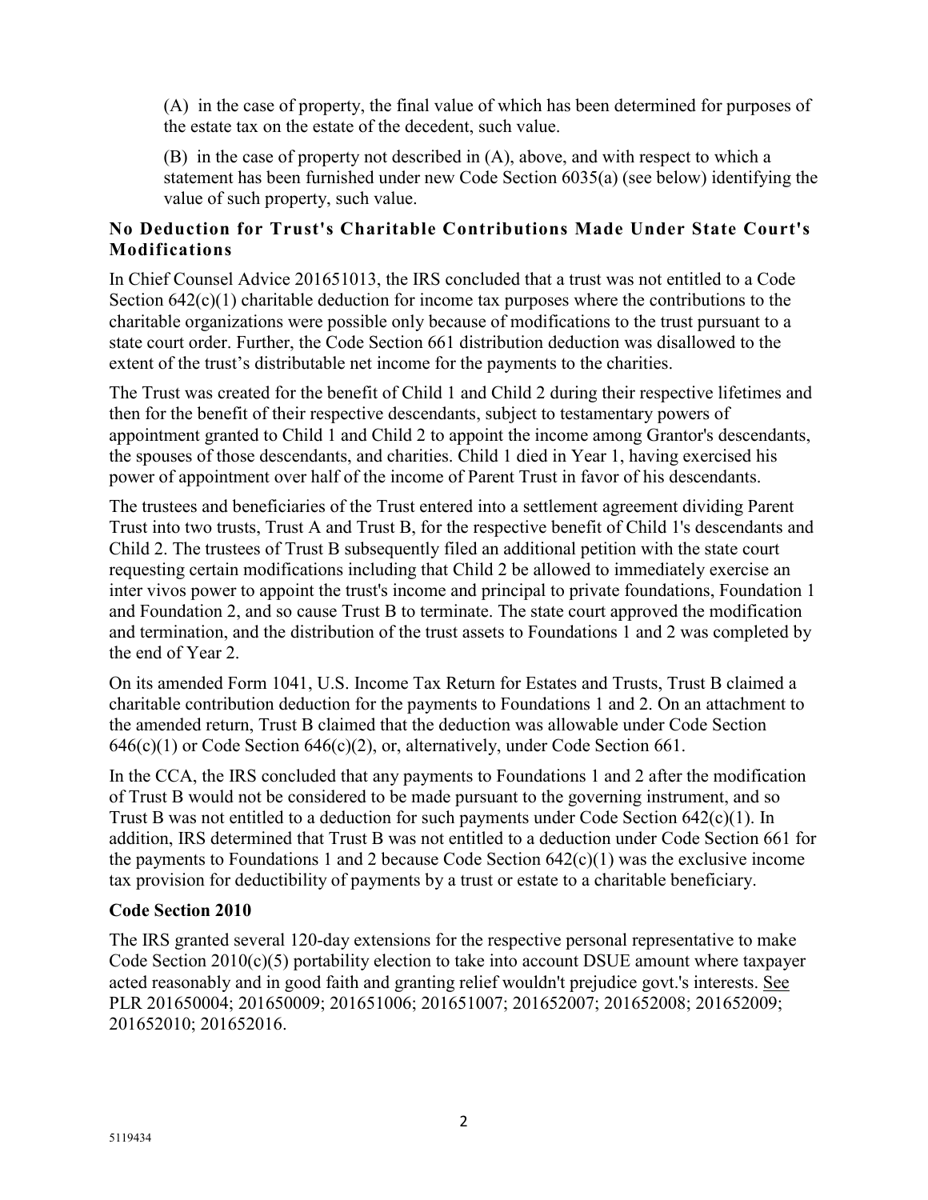(A) in the case of property, the final value of which has been determined for purposes of the estate tax on the estate of the decedent, such value.

(B) in the case of property not described in (A), above, and with respect to which a statement has been furnished under new Code Section 6035(a) (see below) identifying the value of such property, such value.

### No Deduction for Trust's Charitable Contributions Made Under State Court's Modifications

In Chief Counsel Advice 201651013, the IRS concluded that a trust was not entitled to a Code Section 642(c)(1) charitable deduction for income tax purposes where the contributions to the charitable organizations were possible only because of modifications to the trust pursuant to a state court order. Further, the Code Section 661 distribution deduction was disallowed to the extent of the trust's distributable net income for the payments to the charities.

The Trust was created for the benefit of Child 1 and Child 2 during their respective lifetimes and then for the benefit of their respective descendants, subject to testamentary powers of appointment granted to Child 1 and Child 2 to appoint the income among Grantor's descendants, the spouses of those descendants, and charities. Child 1 died in Year 1, having exercised his power of appointment over half of the income of Parent Trust in favor of his descendants.

The trustees and beneficiaries of the Trust entered into a settlement agreement dividing Parent Trust into two trusts, Trust A and Trust B, for the respective benefit of Child 1's descendants and Child 2. The trustees of Trust B subsequently filed an additional petition with the state court requesting certain modifications including that Child 2 be allowed to immediately exercise an inter vivos power to appoint the trust's income and principal to private foundations, Foundation 1 and Foundation 2, and so cause Trust B to terminate. The state court approved the modification and termination, and the distribution of the trust assets to Foundations 1 and 2 was completed by the end of Year 2.

On its amended Form 1041, U.S. Income Tax Return for Estates and Trusts, Trust B claimed a charitable contribution deduction for the payments to Foundations 1 and 2. On an attachment to the amended return, Trust B claimed that the deduction was allowable under Code Section 646(c)(1) or Code Section 646(c)(2), or, alternatively, under Code Section 661.

In the CCA, the IRS concluded that any payments to Foundations 1 and 2 after the modification of Trust B would not be considered to be made pursuant to the governing instrument, and so Trust B was not entitled to a deduction for such payments under Code Section 642(c)(1). In addition, IRS determined that Trust B was not entitled to a deduction under Code Section 661 for the payments to Foundations 1 and 2 because Code Section 642(c)(1) was the exclusive income tax provision for deductibility of payments by a trust or estate to a charitable beneficiary.

### Code Section 2010

The IRS granted several 120-day extensions for the respective personal representative to make Code Section 2010(c)(5) portability election to take into account DSUE amount where taxpayer acted reasonably and in good faith and granting relief wouldn't prejudice govt.'s interests. See PLR 201650004; 201650009; 201651006; 201651007; 201652007; 201652008; 201652009; 201652010; 201652016.